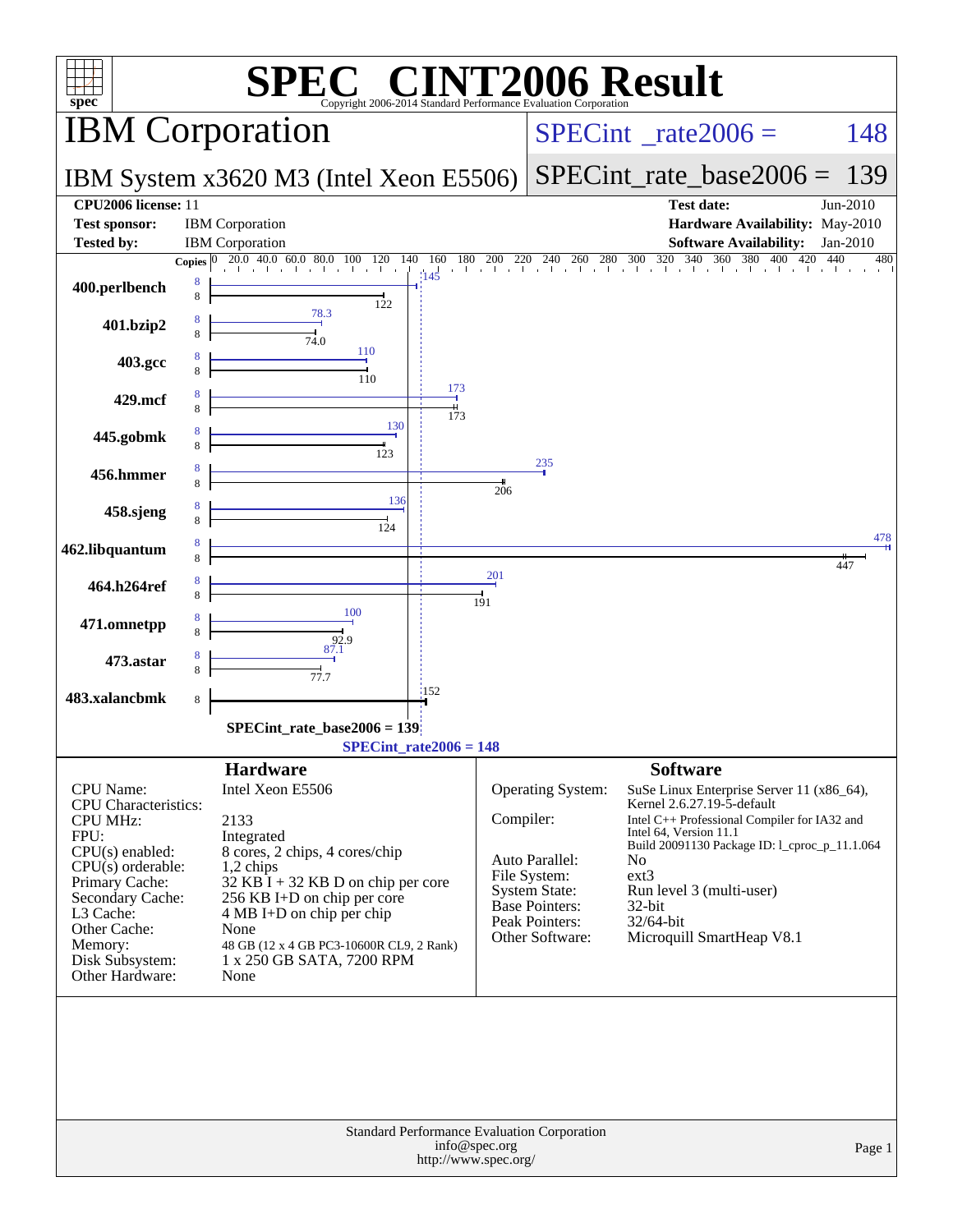# SPEC CINT2006 Result

Copyright 2006-2014 Standard Performance Evaluation Corporation

## IBM Corporation

**IBM System x3620 M3 (Intel Xeon E5506)**

SPECint_rate2006 = 148

SPECint_rate_base2006 = 139

| | | | |
|---|---|---|---|
| **CPU2006 license:** | 11 | **Test date:** | Jun-2010 |
| **Test sponsor:** | IBM Corporation | **Hardware Availability:** | May-2010 |
| **Tested by:** | IBM Corporation | **Software Availability:** | Jan-2010 |

| Benchmark | Copies (peak) | Peak | Copies (base) | Base |
|---|---|---|---|---|
| 400.perlbench | 8 | 145 | 8 | 122 |
| 401.bzip2 | 8 | 78.3 | 8 | 74.0 |
| 403.gcc | 8 | 110 | 8 | 110 |
| 429.mcf | 8 | 173 | 8 | 173 |
| 445.gobmk | 8 | 130 | 8 | 123 |
| 456.hmmer | 8 | 235 | 8 | 206 |
| 458.sjeng | 8 | 136 | 8 | 124 |
| 462.libquantum | 8 | 478 | 8 | 447 |
| 464.h264ref | 8 | 201 | 8 | 191 |
| 471.omnetpp | 8 | 100 | 8 | 92.9 |
| 473.astar | 8 | 87.1 | 8 | 77.7 |
| 483.xalancbmk | | | 8 | 152 |

SPECint_rate_base2006 = 139

SPECint_rate2006 = 148

### Hardware

| | |
|---|---|
| CPU Name: | Intel Xeon E5506 |
| CPU Characteristics: | |
| CPU MHz: | 2133 |
| FPU: | Integrated |
| CPU(s) enabled: | 8 cores, 2 chips, 4 cores/chip |
| CPU(s) orderable: | 1,2 chips |
| Primary Cache: | 32 KB I + 32 KB D on chip per core |
| Secondary Cache: | 256 KB I+D on chip per core |
| L3 Cache: | 4 MB I+D on chip per chip |
| Other Cache: | None |
| Memory: | 48 GB (12 x 4 GB PC3-10600R CL9, 2 Rank) |
| Disk Subsystem: | 1 x 250 GB SATA, 7200 RPM |
| Other Hardware: | None |

### Software

| | |
|---|---|
| Operating System: | SuSe Linux Enterprise Server 11 (x86_64), Kernel 2.6.27.19-5-default |
| Compiler: | Intel C++ Professional Compiler for IA32 and Intel 64, Version 11.1 Build 20091130 Package ID: l_cproc_p_11.1.064 |
| Auto Parallel: | No |
| File System: | ext3 |
| System State: | Run level 3 (multi-user) |
| Base Pointers: | 32-bit |
| Peak Pointers: | 32/64-bit |
| Other Software: | Microquill SmartHeap V8.1 |

Standard Performance Evaluation Corporation
info@spec.org
http://www.spec.org/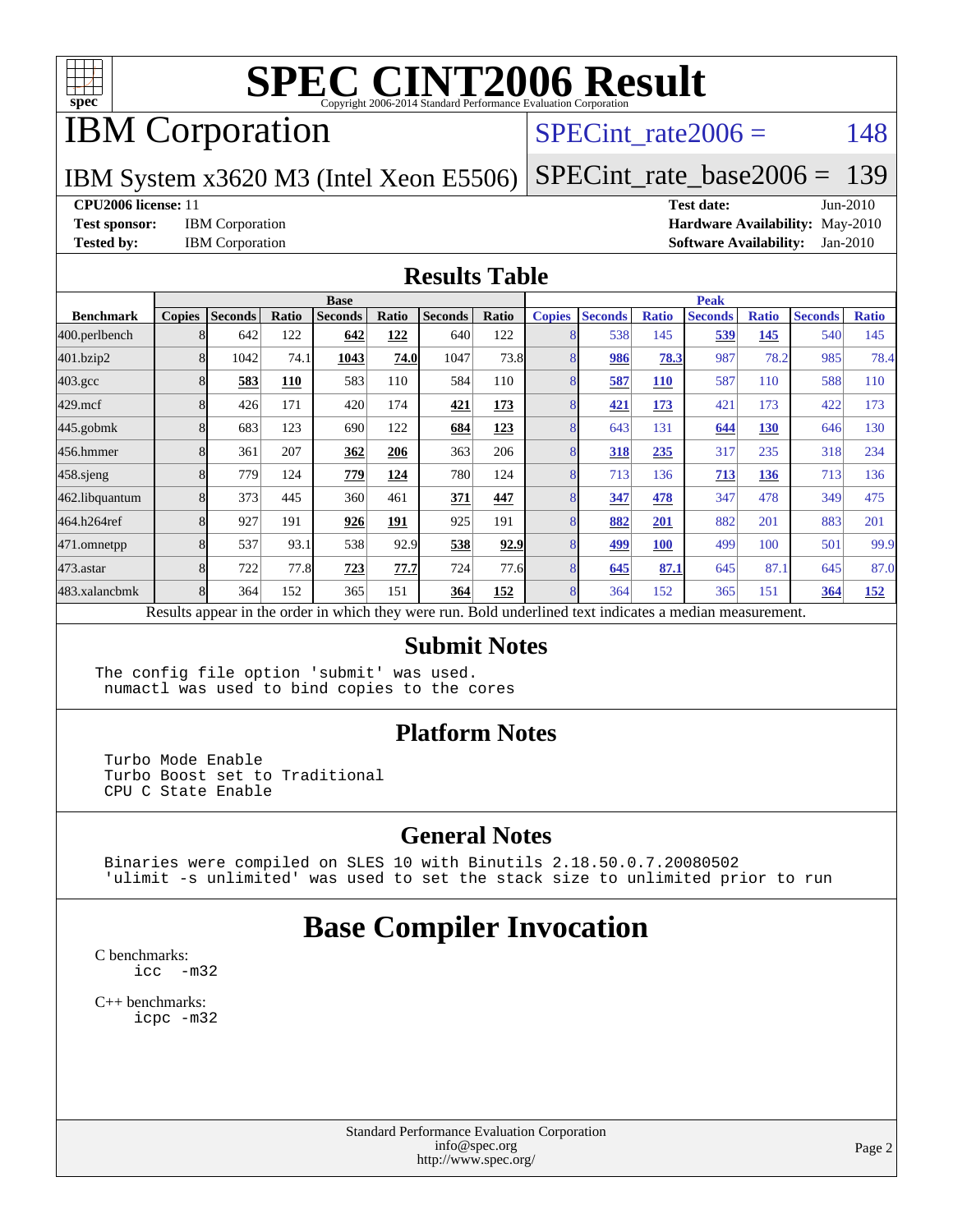# SPEC CINT2006 Result

Copyright 2006-2014 Standard Performance Evaluation Corporation

# IBM Corporation

SPECint_rate2006 = 148

IBM System x3620 M3 (Intel Xeon E5506)

SPECint_rate_base2006 = 139

**CPU2006 license:** 11
**Test sponsor:** IBM Corporation
**Tested by:** IBM Corporation

**Test date:** Jun-2010
**Hardware Availability:** May-2010
**Software Availability:** Jan-2010

## Results Table

| Benchmark | Base | | | | | | | Peak | | | | | | |
|---|---|---|---|---|---|---|---|---|---|---|---|---|---|---|
| | Copies | Seconds | Ratio | Seconds | Ratio | Seconds | Ratio | Copies | Seconds | Ratio | Seconds | Ratio | Seconds | Ratio |
| 400.perlbench | 8 | 642 | 122 | **642** | **122** | 640 | 122 | 8 | 538 | 145 | **539** | **145** | 540 | 145 |
| 401.bzip2 | 8 | 1042 | 74.1 | **1043** | **74.0** | 1047 | 73.8 | 8 | **986** | **78.3** | 987 | 78.2 | 985 | 78.4 |
| 403.gcc | 8 | **583** | **110** | 583 | 110 | 584 | 110 | 8 | **587** | **110** | 587 | 110 | 588 | 110 |
| 429.mcf | 8 | 426 | 171 | 420 | 174 | **421** | **173** | 8 | **421** | **173** | 421 | 173 | 422 | 173 |
| 445.gobmk | 8 | 683 | 123 | 690 | 122 | **684** | **123** | 8 | 643 | 131 | **644** | **130** | 646 | 130 |
| 456.hmmer | 8 | 361 | 207 | **362** | **206** | 363 | 206 | 8 | **318** | **235** | 317 | 235 | 318 | 234 |
| 458.sjeng | 8 | 779 | 124 | **779** | **124** | 780 | 124 | 8 | 713 | 136 | **713** | **136** | 713 | 136 |
| 462.libquantum | 8 | 373 | 445 | 360 | 461 | **371** | **447** | 8 | **347** | **478** | 347 | 478 | 349 | 475 |
| 464.h264ref | 8 | 927 | 191 | **926** | **191** | 925 | 191 | 8 | **882** | **201** | 882 | 201 | 883 | 201 |
| 471.omnetpp | 8 | 537 | 93.1 | 538 | 92.9 | **538** | **92.9** | 8 | **499** | **100** | 499 | 100 | 501 | 99.9 |
| 473.astar | 8 | 722 | 77.8 | **723** | **77.7** | 724 | 77.6 | 8 | **645** | **87.1** | 645 | 87.1 | 645 | 87.0 |
| 483.xalancbmk | 8 | 364 | 152 | 365 | 151 | **364** | **152** | 8 | 364 | 152 | 365 | 151 | **364** | **152** |

Results appear in the order in which they were run. Bold underlined text indicates a median measurement.

## Submit Notes

```
The config file option 'submit' was used.
 numactl was used to bind copies to the cores
```

## Platform Notes

```
Turbo Mode Enable
Turbo Boost set to Traditional
CPU C State Enable
```

## General Notes

```
Binaries were compiled on SLES 10 with Binutils 2.18.50.0.7.20080502
'ulimit -s unlimited' was used to set the stack size to unlimited prior to run
```

# Base Compiler Invocation

C benchmarks:
```
icc  -m32
```

C++ benchmarks:
```
icpc -m32
```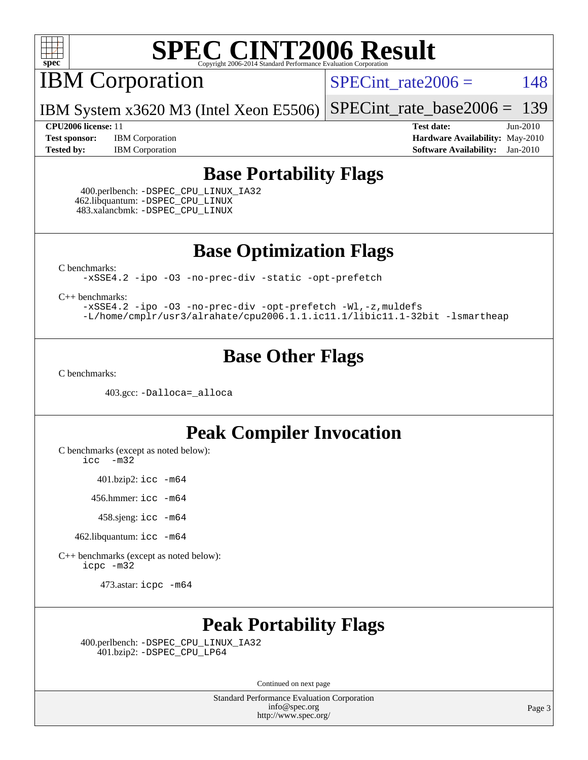# SPEC CINT2006 Result

Copyright 2006-2014 Standard Performance Evaluation Corporation

## IBM Corporation

IBM System x3620 M3 (Intel Xeon E5506)

SPECint_rate2006 = 148

SPECint_rate_base2006 = 139

**CPU2006 license:** 11
**Test sponsor:** IBM Corporation
**Tested by:** IBM Corporation

**Test date:** Jun-2010
**Hardware Availability:** May-2010
**Software Availability:** Jan-2010

## Base Portability Flags

400.perlbench: -DSPEC_CPU_LINUX_IA32
462.libquantum: -DSPEC_CPU_LINUX
483.xalancbmk: -DSPEC_CPU_LINUX

## Base Optimization Flags

C benchmarks:
-xSSE4.2 -ipo -O3 -no-prec-div -static -opt-prefetch

C++ benchmarks:
-xSSE4.2 -ipo -O3 -no-prec-div -opt-prefetch -Wl,-z,muldefs
-L/home/cmplr/usr3/alrahate/cpu2006.1.1.ic11.1/libic11.1-32bit -lsmartheap

## Base Other Flags

C benchmarks:

403.gcc: -Dalloca=_alloca

## Peak Compiler Invocation

C benchmarks (except as noted below):
icc -m32

401.bzip2: icc -m64

456.hmmer: icc -m64

458.sjeng: icc -m64

462.libquantum: icc -m64

C++ benchmarks (except as noted below):
icpc -m32

473.astar: icpc -m64

## Peak Portability Flags

400.perlbench: -DSPEC_CPU_LINUX_IA32
401.bzip2: -DSPEC_CPU_LP64

Continued on next page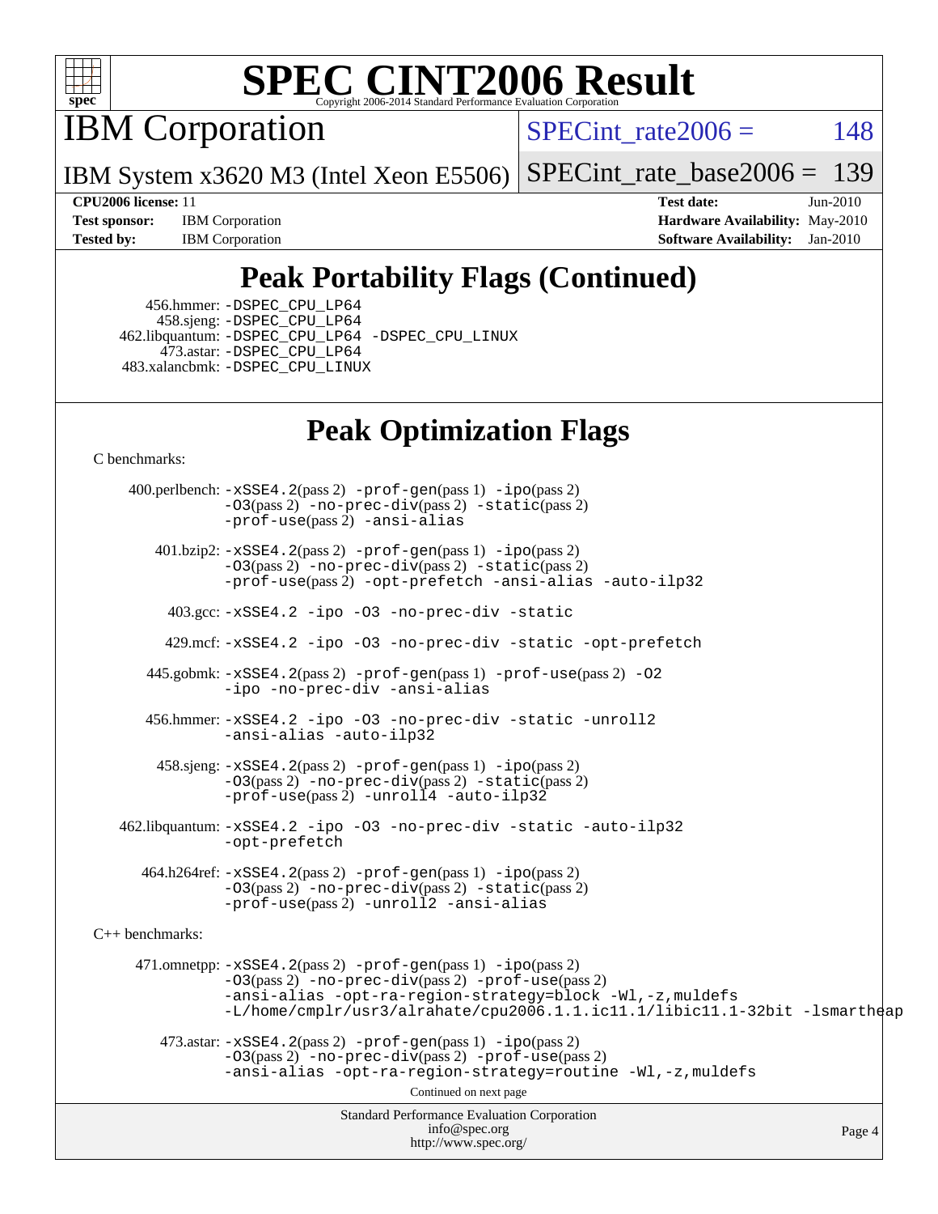# SPEC CINT2006 Result

## IBM Corporation

**SPECint_rate2006 = 148**

IBM System x3620 M3 (Intel Xeon E5506)

**SPECint_rate_base2006 = 139**

| | | | |
|---|---|---|---|
| **CPU2006 license:** 11 | | **Test date:** | Jun-2010 |
| **Test sponsor:** | IBM Corporation | **Hardware Availability:** | May-2010 |
| **Tested by:** | IBM Corporation | **Software Availability:** | Jan-2010 |

## Peak Portability Flags (Continued)

456.hmmer: -DSPEC_CPU_LP64
458.sjeng: -DSPEC_CPU_LP64
462.libquantum: -DSPEC_CPU_LP64 -DSPEC_CPU_LINUX
473.astar: -DSPEC_CPU_LP64
483.xalancbmk: -DSPEC_CPU_LINUX

## Peak Optimization Flags

C benchmarks:

400.perlbench: -xSSE4.2(pass 2) -prof-gen(pass 1) -ipo(pass 2) -O3(pass 2) -no-prec-div(pass 2) -static(pass 2) -prof-use(pass 2) -ansi-alias

401.bzip2: -xSSE4.2(pass 2) -prof-gen(pass 1) -ipo(pass 2) -O3(pass 2) -no-prec-div(pass 2) -static(pass 2) -prof-use(pass 2) -opt-prefetch -ansi-alias -auto-ilp32

403.gcc: -xSSE4.2 -ipo -O3 -no-prec-div -static

429.mcf: -xSSE4.2 -ipo -O3 -no-prec-div -static -opt-prefetch

445.gobmk: -xSSE4.2(pass 2) -prof-gen(pass 1) -prof-use(pass 2) -O2 -ipo -no-prec-div -ansi-alias

456.hmmer: -xSSE4.2 -ipo -O3 -no-prec-div -static -unroll2 -ansi-alias -auto-ilp32

458.sjeng: -xSSE4.2(pass 2) -prof-gen(pass 1) -ipo(pass 2) -O3(pass 2) -no-prec-div(pass 2) -static(pass 2) -prof-use(pass 2) -unroll4 -auto-ilp32

462.libquantum: -xSSE4.2 -ipo -O3 -no-prec-div -static -auto-ilp32 -opt-prefetch

464.h264ref: -xSSE4.2(pass 2) -prof-gen(pass 1) -ipo(pass 2) -O3(pass 2) -no-prec-div(pass 2) -static(pass 2) -prof-use(pass 2) -unroll2 -ansi-alias

C++ benchmarks:

471.omnetpp: -xSSE4.2(pass 2) -prof-gen(pass 1) -ipo(pass 2) -O3(pass 2) -no-prec-div(pass 2) -prof-use(pass 2) -ansi-alias -opt-ra-region-strategy=block -Wl,-z,muldefs -L/home/cmplr/usr3/alrahate/cpu2006.1.1.ic11.1/libic11.1-32bit -lsmartheap

473.astar: -xSSE4.2(pass 2) -prof-gen(pass 1) -ipo(pass 2) -O3(pass 2) -no-prec-div(pass 2) -prof-use(pass 2) -ansi-alias -opt-ra-region-strategy=routine -Wl,-z,muldefs

Continued on next page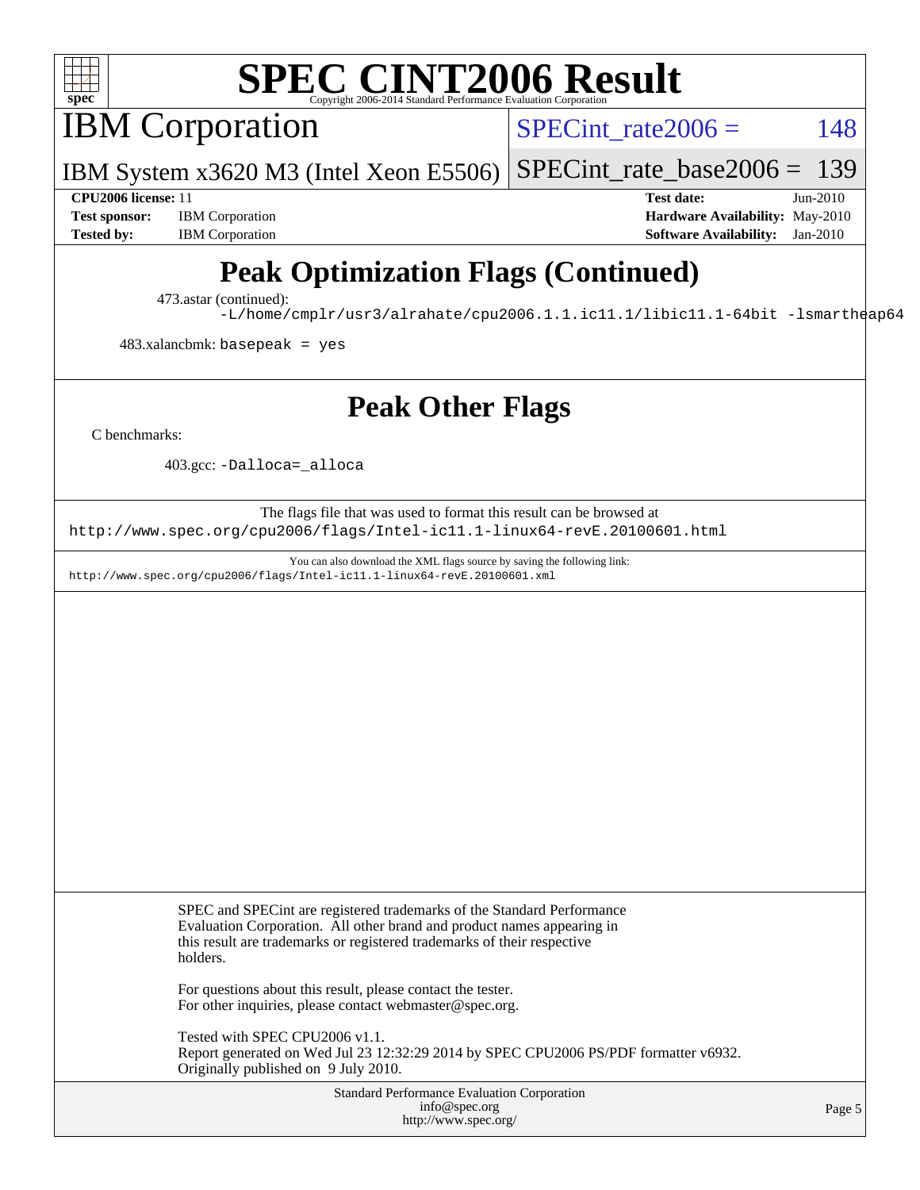# SPEC CINT2006 Result

Copyright 2006-2014 Standard Performance Evaluation Corporation

## IBM Corporation

IBM System x3620 M3 (Intel Xeon E5506)

SPECint_rate2006 = 148

SPECint_rate_base2006 = 139

**CPU2006 license:** 11
**Test sponsor:** IBM Corporation
**Tested by:** IBM Corporation

**Test date:** Jun-2010
**Hardware Availability:** May-2010
**Software Availability:** Jan-2010

## Peak Optimization Flags (Continued)

473.astar (continued):
-L/home/cmplr/usr3/alrahate/cpu2006.1.1.ic11.1/libic11.1-64bit -lsmartheap64

483.xalancbmk: basepeak = yes

## Peak Other Flags

C benchmarks:

403.gcc: -Dalloca=_alloca

The flags file that was used to format this result can be browsed at
http://www.spec.org/cpu2006/flags/Intel-ic11.1-linux64-revE.20100601.html

You can also download the XML flags source by saving the following link:
http://www.spec.org/cpu2006/flags/Intel-ic11.1-linux64-revE.20100601.xml

SPEC and SPECint are registered trademarks of the Standard Performance Evaluation Corporation. All other brand and product names appearing in this result are trademarks or registered trademarks of their respective holders.

For questions about this result, please contact the tester.
For other inquiries, please contact webmaster@spec.org.

Tested with SPEC CPU2006 v1.1.
Report generated on Wed Jul 23 12:32:29 2014 by SPEC CPU2006 PS/PDF formatter v6932.
Originally published on 9 July 2010.

Standard Performance Evaluation Corporation
info@spec.org
http://www.spec.org/